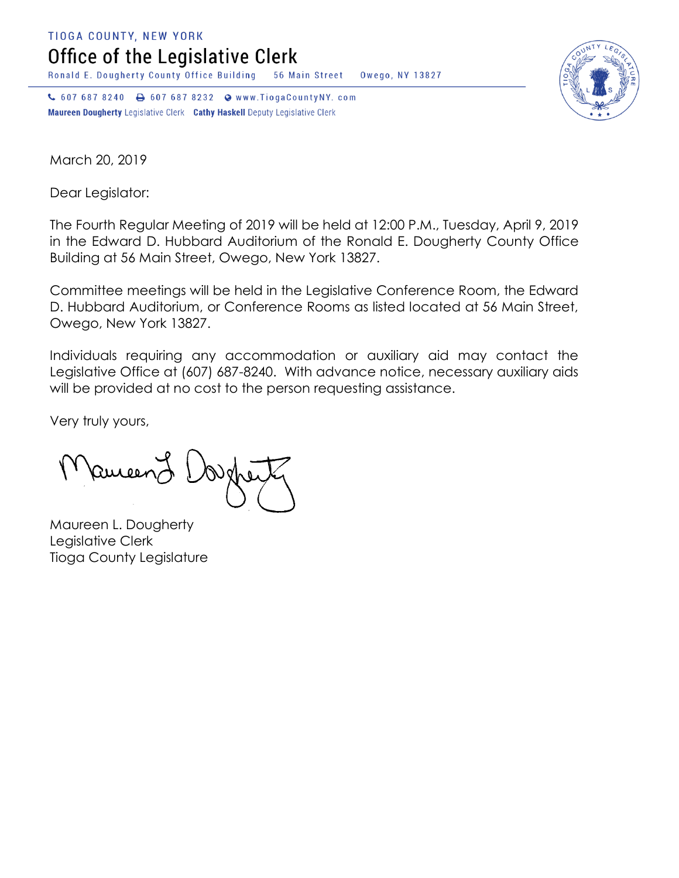TIOGA COUNTY, NEW YORK

# Office of the Legislative Clerk

Ronald E. Dougherty County Office Building 56 Main Street Owego, NY 13827

607 687 8240 607 687 8232 www.TiogaCountyNY. com

**Maureen Dougherty** Legislative Clerk **Cathy Haskell** Deputy Legislative Clerk

March 20, 2019

Dear Legislator:

The Fourth Regular Meeting of 2019 will be held at 12:00 P.M., Tuesday, April 9, 2019 in the Edward D. Hubbard Auditorium of the Ronald E. Dougherty County Office Building at 56 Main Street, Owego, New York 13827.

Committee meetings will be held in the Legislative Conference Room, the Edward D. Hubbard Auditorium, or Conference Rooms as listed located at 56 Main Street, Owego, New York 13827.

Individuals requiring any accommodation or auxiliary aid may contact the Legislative Office at (607) 687-8240. With advance notice, necessary auxiliary aids will be provided at no cost to the person requesting assistance.

Very truly yours,

Maureen L. Dougherty
Legislative Clerk
Tioga County Legislature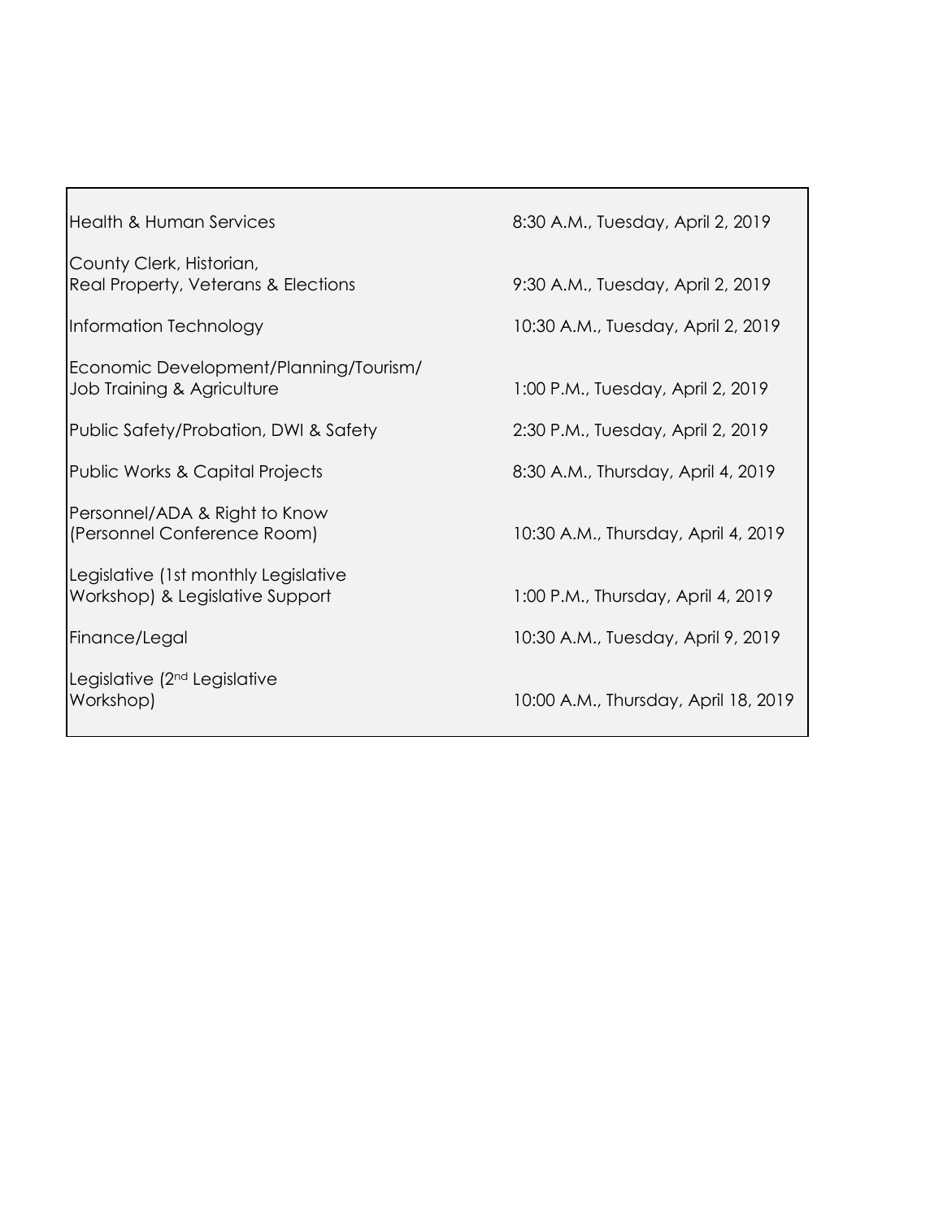| | |
|---|---|
| Health & Human Services | 8:30 A.M., Tuesday, April 2, 2019 |
| County Clerk, Historian, Real Property, Veterans & Elections | 9:30 A.M., Tuesday, April 2, 2019 |
| Information Technology | 10:30 A.M., Tuesday, April 2, 2019 |
| Economic Development/Planning/Tourism/ Job Training & Agriculture | 1:00 P.M., Tuesday, April 2, 2019 |
| Public Safety/Probation, DWI & Safety | 2:30 P.M., Tuesday, April 2, 2019 |
| Public Works & Capital Projects | 8:30 A.M., Thursday, April 4, 2019 |
| Personnel/ADA & Right to Know (Personnel Conference Room) | 10:30 A.M., Thursday, April 4, 2019 |
| Legislative (1st monthly Legislative Workshop) & Legislative Support | 1:00 P.M., Thursday, April 4, 2019 |
| Finance/Legal | 10:30 A.M., Tuesday, April 9, 2019 |
| Legislative (2nd Legislative Workshop) | 10:00 A.M., Thursday, April 18, 2019 |